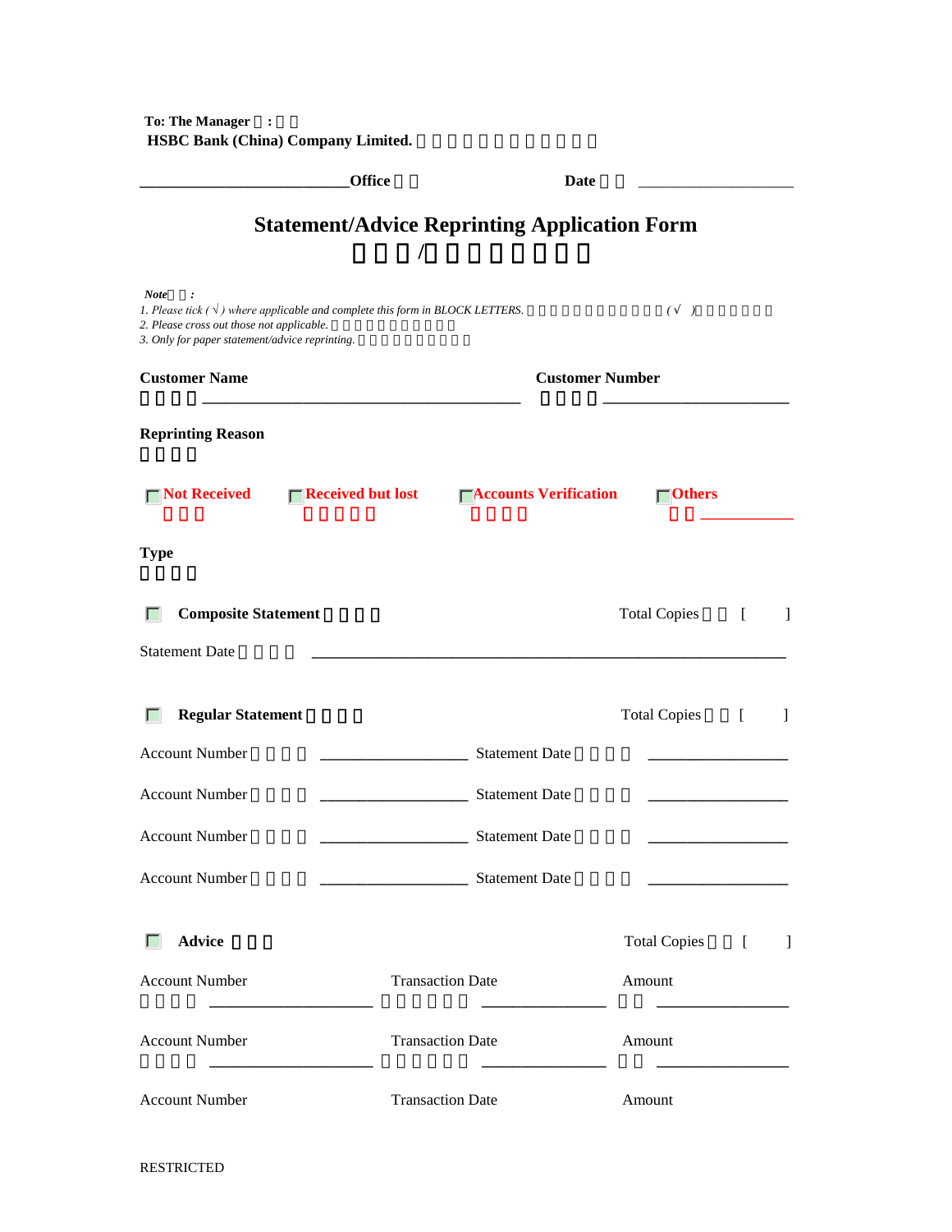**To: The Manager**

**HSBC Bank (China) Company Limited.**

___________________________**Office** **Date** ____________________

# Statement/Advice Reprinting Application Form

***Note:***

*1. Please tick (√) where applicable and complete this form in BLOCK LETTERS.*

*2. Please cross out those not applicable.*

*3. Only for paper statement/advice reprinting.*

**Customer Name** ________________________________________ **Customer Number** ________________________

**Reprinting Reason**

☐ **Not Received** ☐ **Received but lost** ☐ **Accounts Verification** ☐ **Others** ____________

**Type**

☐ **Composite Statement** Total Copies [ ]

Statement Date ______________________________________________________________

☐ **Regular Statement** Total Copies [ ]

Account Number ___________________ Statement Date _________________

Account Number ___________________ Statement Date _________________

Account Number ___________________ Statement Date _________________

Account Number ___________________ Statement Date _________________

☐ **Advice** Total Copies [ ]

Account Number ____________________ Transaction Date _______________ Amount ________________

Account Number ____________________ Transaction Date _______________ Amount ________________

Account Number Transaction Date Amount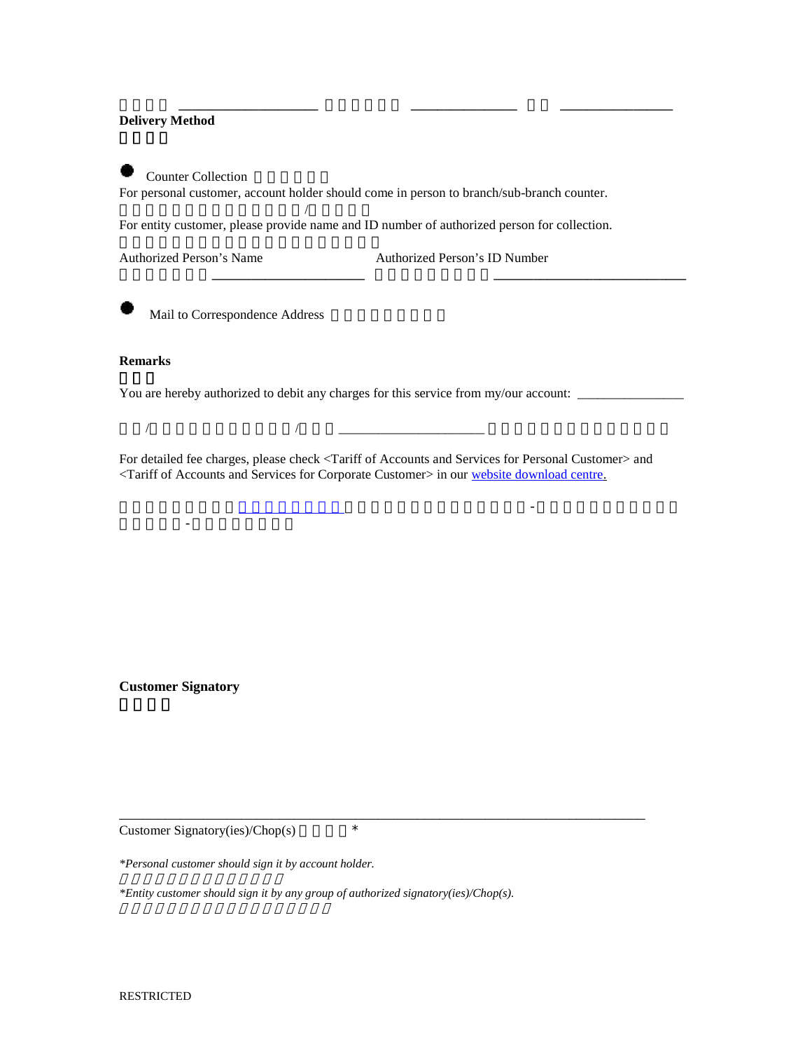**Delivery Method**

- Counter Collection

For personal customer, account holder should come in person to branch/sub-branch counter.

For entity customer, please provide name and ID number of authorized person for collection.

| Authorized Person's Name | Authorized Person's ID Number |
| --- | --- |
| ____________________ | __________________________ |

- Mail to Correspondence Address

**Remarks**

You are hereby authorized to debit any charges for this service from my/our account: _______________

For detailed fee charges, please check <Tariff of Accounts and Services for Personal Customer> and <Tariff of Accounts and Services for Corporate Customer> in our website download centre.

**Customer Signatory**

______________________________________________________________________

Customer Signatory(ies)/Chop(s) *

*\*Personal customer should sign it by account holder.*

*\*Entity customer should sign it by any group of authorized signatory(ies)/Chop(s).*

RESTRICTED